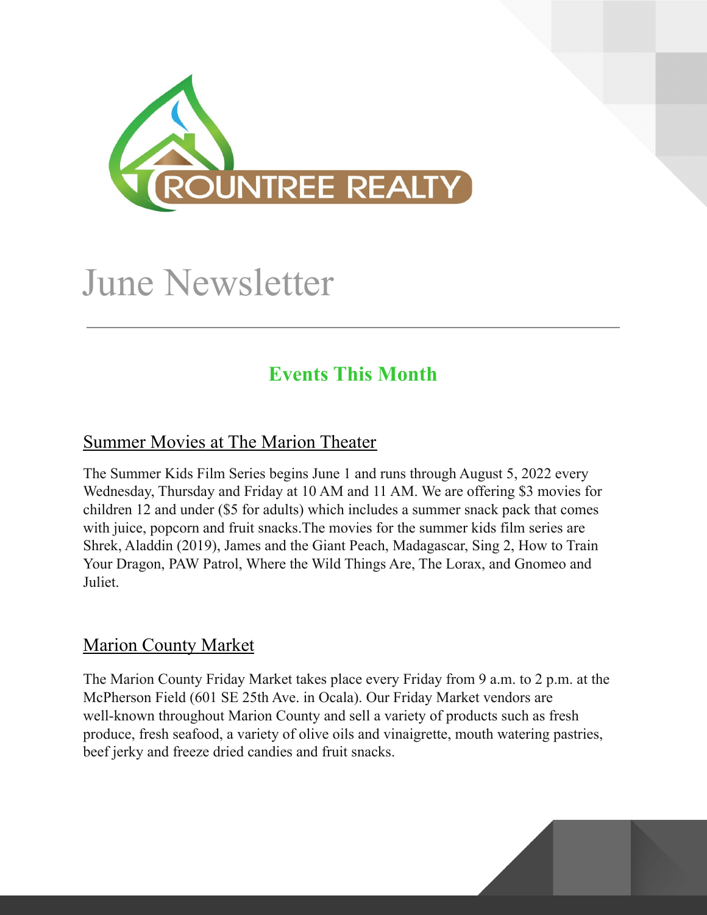ROUNTREE REALTY

# June Newsletter

---

## Events This Month

### Summer Movies at The Marion Theater

The Summer Kids Film Series begins June 1 and runs through August 5, 2022 every Wednesday, Thursday and Friday at 10 AM and 11 AM. We are offering $3 movies for children 12 and under ($5 for adults) which includes a summer snack pack that comes with juice, popcorn and fruit snacks.The movies for the summer kids film series are Shrek, Aladdin (2019), James and the Giant Peach, Madagascar, Sing 2, How to Train Your Dragon, PAW Patrol, Where the Wild Things Are, The Lorax, and Gnomeo and Juliet.

### Marion County Market

The Marion County Friday Market takes place every Friday from 9 a.m. to 2 p.m. at the McPherson Field (601 SE 25th Ave. in Ocala). Our Friday Market vendors are well-known throughout Marion County and sell a variety of products such as fresh produce, fresh seafood, a variety of olive oils and vinaigrette, mouth watering pastries, beef jerky and freeze dried candies and fruit snacks.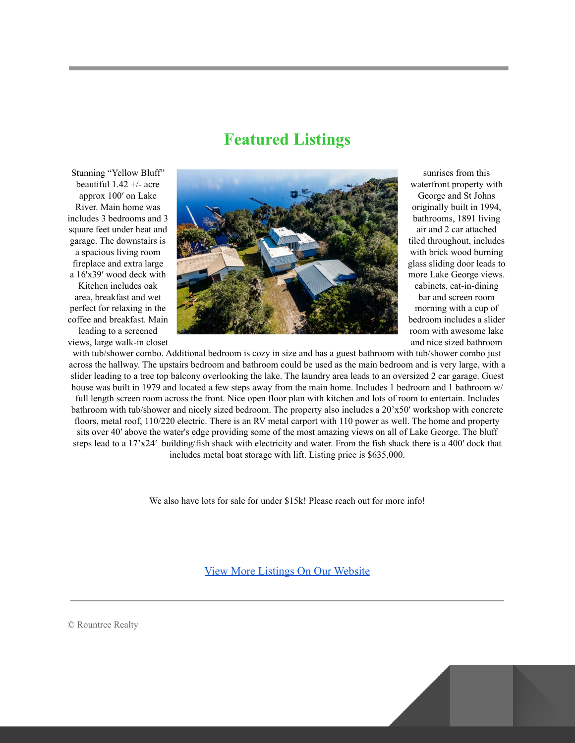## Featured Listings

Stunning "Yellow Bluff" sunrises from this beautiful 1.42 +/- acre waterfront property with approx 100′ on Lake George and St Johns River. Main home was originally built in 1994, includes 3 bedrooms and 3 bathrooms, 1891 living square feet under heat and air and 2 car attached garage. The downstairs is tiled throughout, includes a spacious living room with brick wood burning fireplace and extra large glass sliding door leads to a 16'x39′ wood deck with more Lake George views. Kitchen includes oak cabinets, eat-in-dining area, breakfast and wet bar and screen room perfect for relaxing in the morning with a cup of coffee and breakfast. Main bedroom includes a slider leading to a screened room with awesome lake views, large walk-in closet and nice sized bathroom with tub/shower combo. Additional bedroom is cozy in size and has a guest bathroom with tub/shower combo just across the hallway. The upstairs bedroom and bathroom could be used as the main bedroom and is very large, with a slider leading to a tree top balcony overlooking the lake. The laundry area leads to an oversized 2 car garage. Guest house was built in 1979 and located a few steps away from the main home. Includes 1 bedroom and 1 bathroom w/ full length screen room across the front. Nice open floor plan with kitchen and lots of room to entertain. Includes bathroom with tub/shower and nicely sized bedroom. The property also includes a 20'x50′ workshop with concrete floors, metal roof, 110/220 electric. There is an RV metal carport with 110 power as well. The home and property sits over 40′ above the water's edge providing some of the most amazing views on all of Lake George. The bluff steps lead to a 17'x24′ building/fish shack with electricity and water. From the fish shack there is a 400′ dock that includes metal boat storage with lift. Listing price is $635,000.

We also have lots for sale for under $15k! Please reach out for more info!

[View More Listings On Our Website]

© Rountree Realty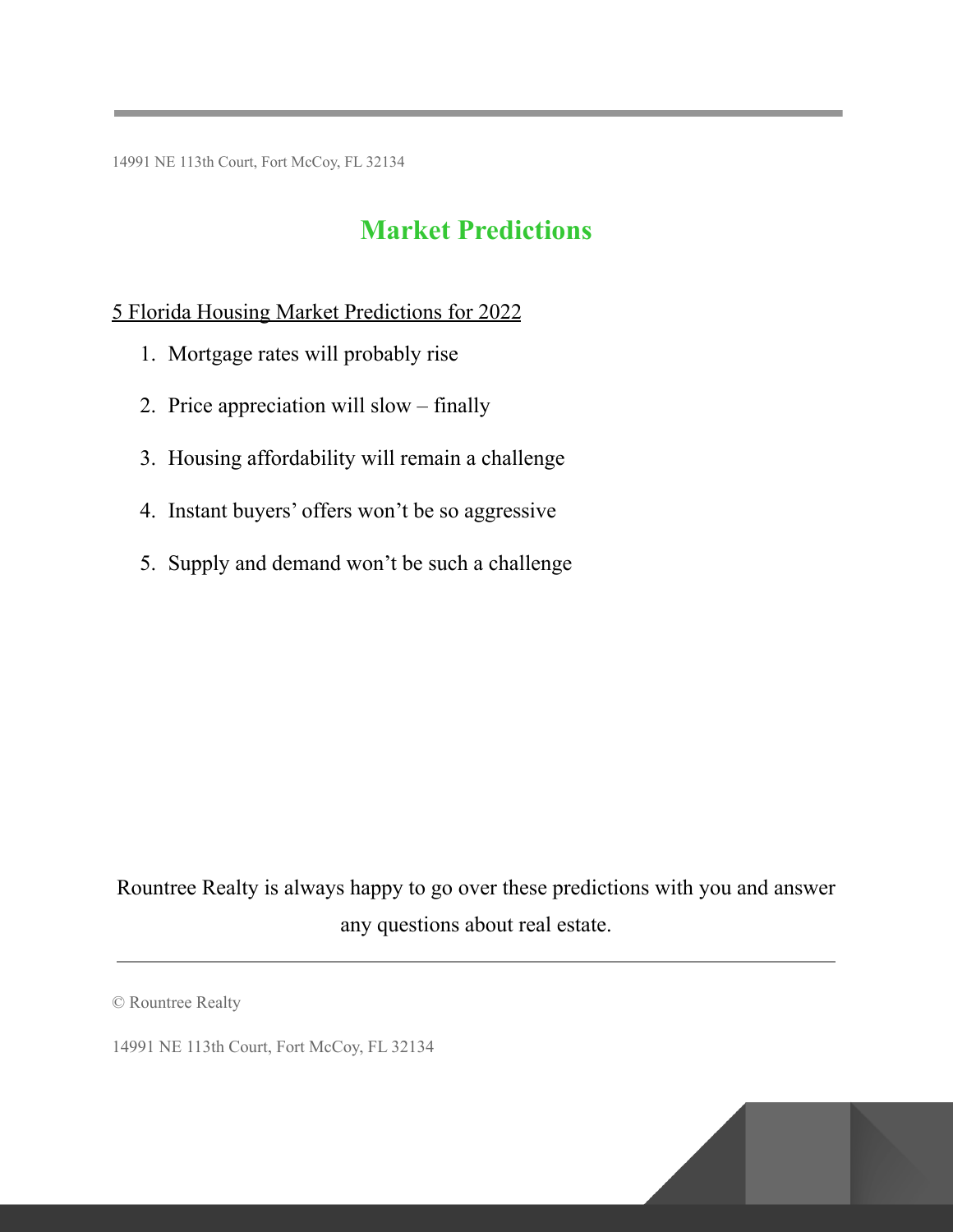# Market Predictions

5 Florida Housing Market Predictions for 2022

1. Mortgage rates will probably rise
2. Price appreciation will slow – finally
3. Housing affordability will remain a challenge
4. Instant buyers' offers won't be so aggressive
5. Supply and demand won't be such a challenge

Rountree Realty is always happy to go over these predictions with you and answer any questions about real estate.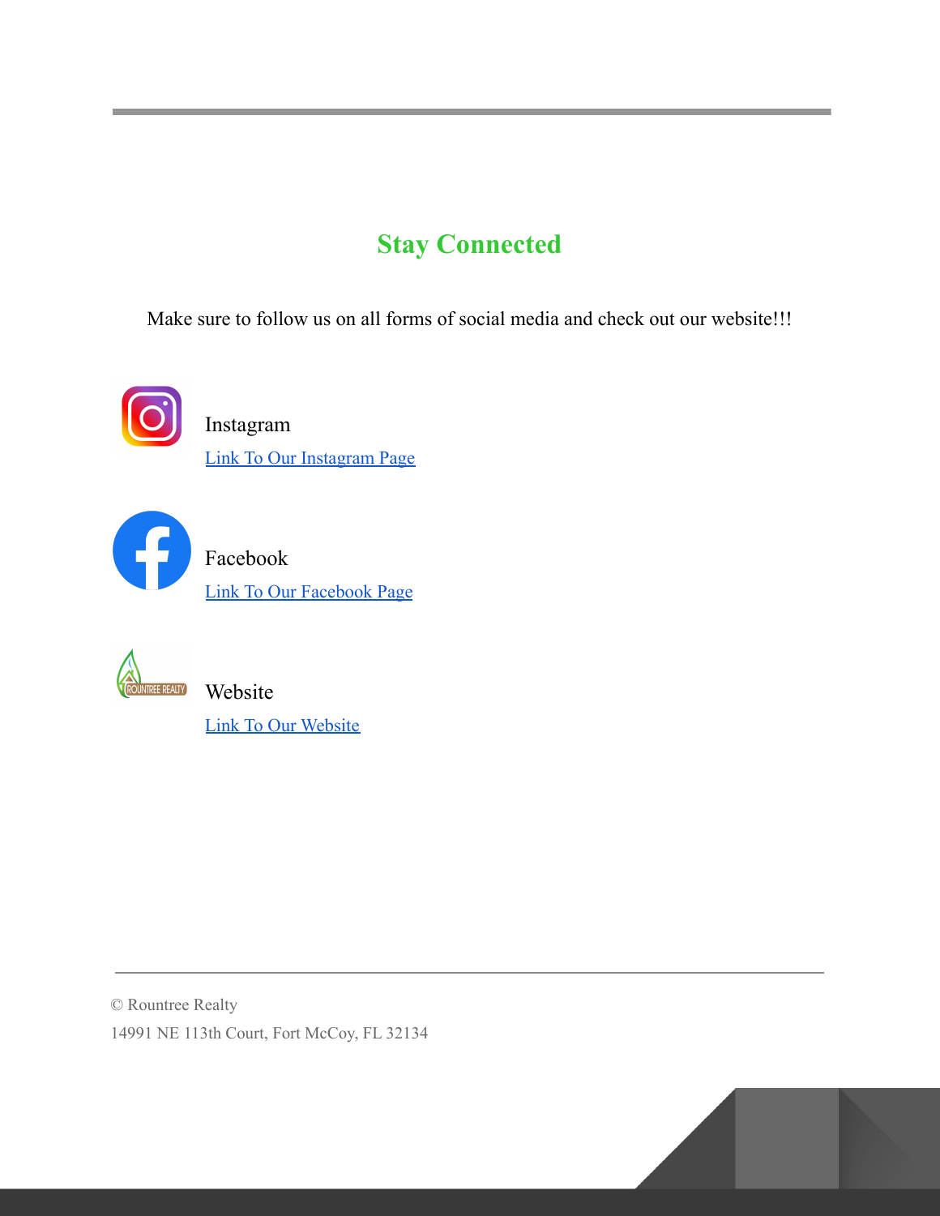## Stay Connected

Make sure to follow us on all forms of social media and check out our website!!!

Instagram

Link To Our Instagram Page

Facebook

Link To Our Facebook Page

Website

Link To Our Website

© Rountree Realty

14991 NE 113th Court, Fort McCoy, FL 32134